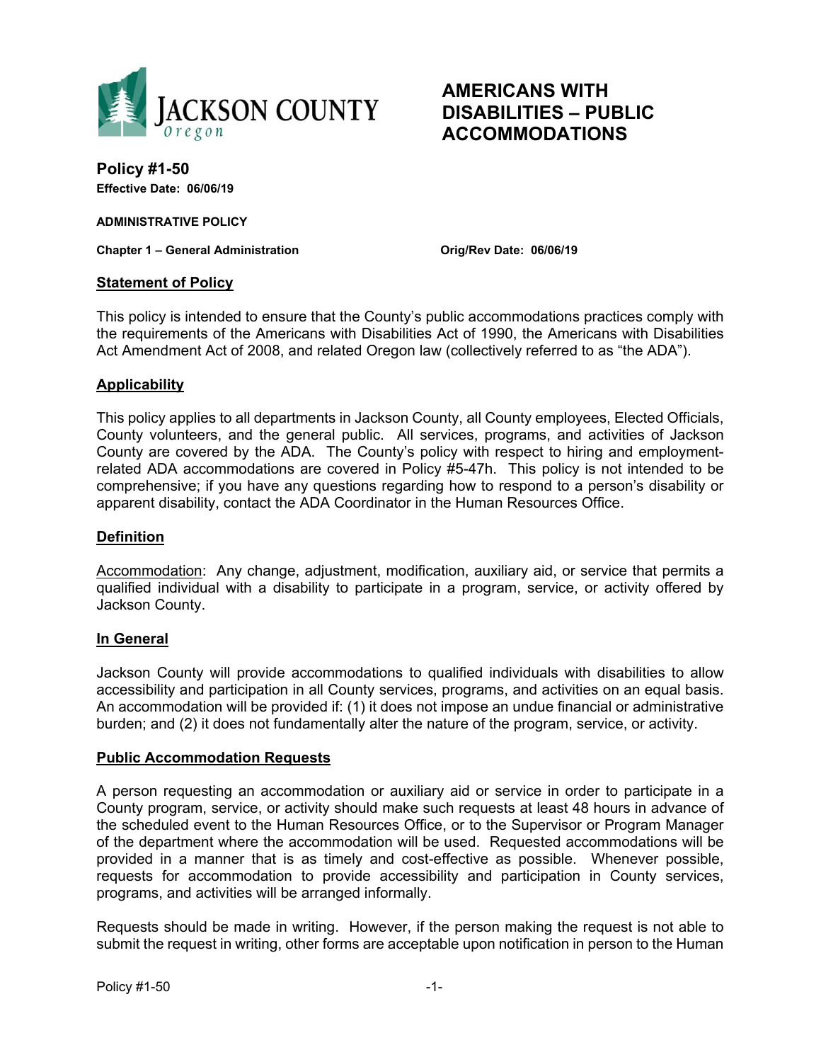JACKSON COUNTY Oregon

# AMERICANS WITH DISABILITIES – PUBLIC ACCOMMODATIONS

**Policy #1-50**
**Effective Date: 06/06/19**

**ADMINISTRATIVE POLICY**

**Chapter 1 – General Administration** **Orig/Rev Date: 06/06/19**

## Statement of Policy

This policy is intended to ensure that the County's public accommodations practices comply with the requirements of the Americans with Disabilities Act of 1990, the Americans with Disabilities Act Amendment Act of 2008, and related Oregon law (collectively referred to as "the ADA").

## Applicability

This policy applies to all departments in Jackson County, all County employees, Elected Officials, County volunteers, and the general public. All services, programs, and activities of Jackson County are covered by the ADA. The County's policy with respect to hiring and employment-related ADA accommodations are covered in Policy #5-47h. This policy is not intended to be comprehensive; if you have any questions regarding how to respond to a person's disability or apparent disability, contact the ADA Coordinator in the Human Resources Office.

## Definition

Accommodation: Any change, adjustment, modification, auxiliary aid, or service that permits a qualified individual with a disability to participate in a program, service, or activity offered by Jackson County.

## In General

Jackson County will provide accommodations to qualified individuals with disabilities to allow accessibility and participation in all County services, programs, and activities on an equal basis. An accommodation will be provided if: (1) it does not impose an undue financial or administrative burden; and (2) it does not fundamentally alter the nature of the program, service, or activity.

## Public Accommodation Requests

A person requesting an accommodation or auxiliary aid or service in order to participate in a County program, service, or activity should make such requests at least 48 hours in advance of the scheduled event to the Human Resources Office, or to the Supervisor or Program Manager of the department where the accommodation will be used. Requested accommodations will be provided in a manner that is as timely and cost-effective as possible. Whenever possible, requests for accommodation to provide accessibility and participation in County services, programs, and activities will be arranged informally.

Requests should be made in writing. However, if the person making the request is not able to submit the request in writing, other forms are acceptable upon notification in person to the Human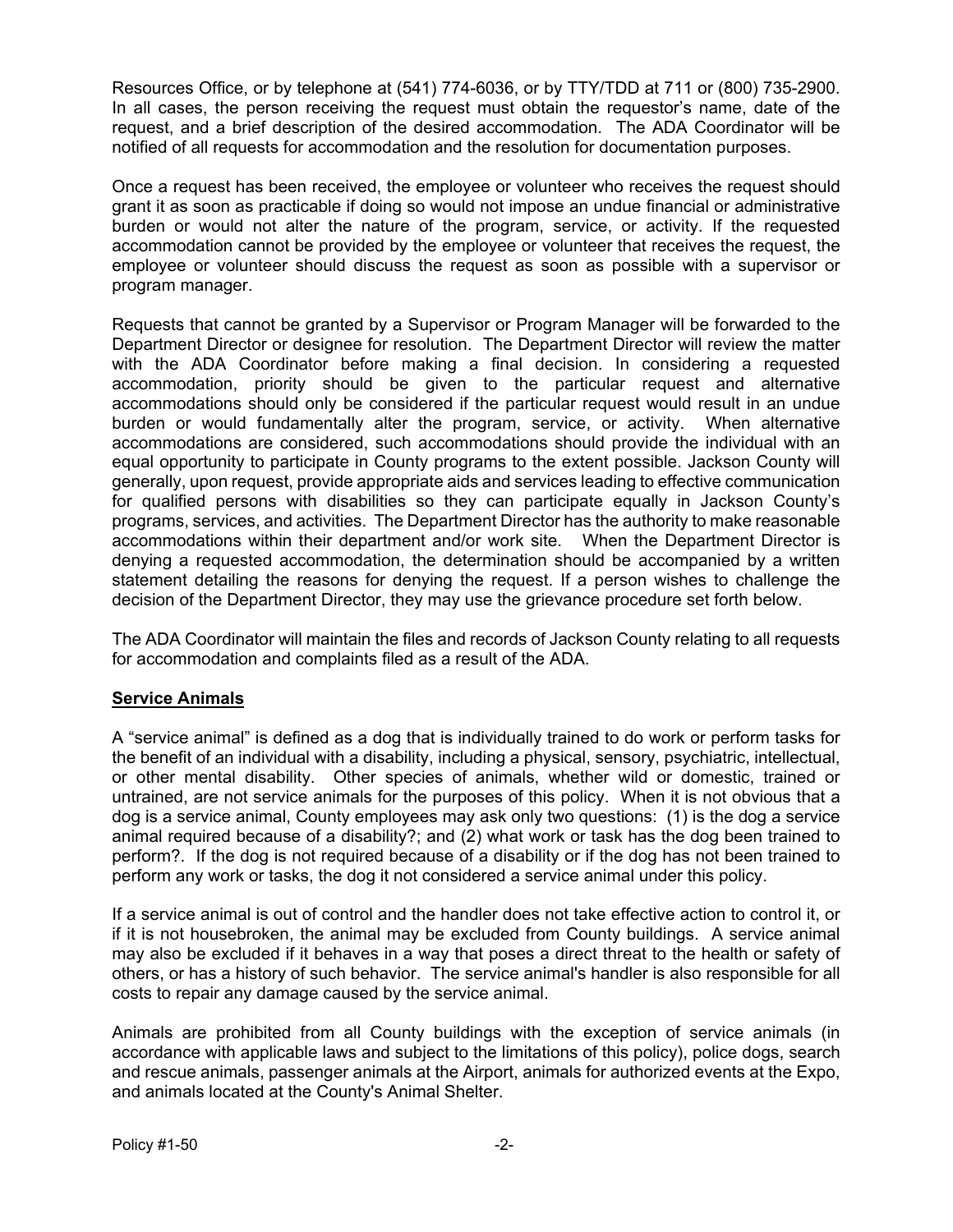Resources Office, or by telephone at (541) 774-6036, or by TTY/TDD at 711 or (800) 735-2900. In all cases, the person receiving the request must obtain the requestor's name, date of the request, and a brief description of the desired accommodation. The ADA Coordinator will be notified of all requests for accommodation and the resolution for documentation purposes.

Once a request has been received, the employee or volunteer who receives the request should grant it as soon as practicable if doing so would not impose an undue financial or administrative burden or would not alter the nature of the program, service, or activity. If the requested accommodation cannot be provided by the employee or volunteer that receives the request, the employee or volunteer should discuss the request as soon as possible with a supervisor or program manager.

Requests that cannot be granted by a Supervisor or Program Manager will be forwarded to the Department Director or designee for resolution. The Department Director will review the matter with the ADA Coordinator before making a final decision. In considering a requested accommodation, priority should be given to the particular request and alternative accommodations should only be considered if the particular request would result in an undue burden or would fundamentally alter the program, service, or activity. When alternative accommodations are considered, such accommodations should provide the individual with an equal opportunity to participate in County programs to the extent possible. Jackson County will generally, upon request, provide appropriate aids and services leading to effective communication for qualified persons with disabilities so they can participate equally in Jackson County's programs, services, and activities. The Department Director has the authority to make reasonable accommodations within their department and/or work site. When the Department Director is denying a requested accommodation, the determination should be accompanied by a written statement detailing the reasons for denying the request. If a person wishes to challenge the decision of the Department Director, they may use the grievance procedure set forth below.

The ADA Coordinator will maintain the files and records of Jackson County relating to all requests for accommodation and complaints filed as a result of the ADA.

## Service Animals

A "service animal" is defined as a dog that is individually trained to do work or perform tasks for the benefit of an individual with a disability, including a physical, sensory, psychiatric, intellectual, or other mental disability. Other species of animals, whether wild or domestic, trained or untrained, are not service animals for the purposes of this policy. When it is not obvious that a dog is a service animal, County employees may ask only two questions: (1) is the dog a service animal required because of a disability?; and (2) what work or task has the dog been trained to perform?. If the dog is not required because of a disability or if the dog has not been trained to perform any work or tasks, the dog it not considered a service animal under this policy.

If a service animal is out of control and the handler does not take effective action to control it, or if it is not housebroken, the animal may be excluded from County buildings. A service animal may also be excluded if it behaves in a way that poses a direct threat to the health or safety of others, or has a history of such behavior. The service animal's handler is also responsible for all costs to repair any damage caused by the service animal.

Animals are prohibited from all County buildings with the exception of service animals (in accordance with applicable laws and subject to the limitations of this policy), police dogs, search and rescue animals, passenger animals at the Airport, animals for authorized events at the Expo, and animals located at the County's Animal Shelter.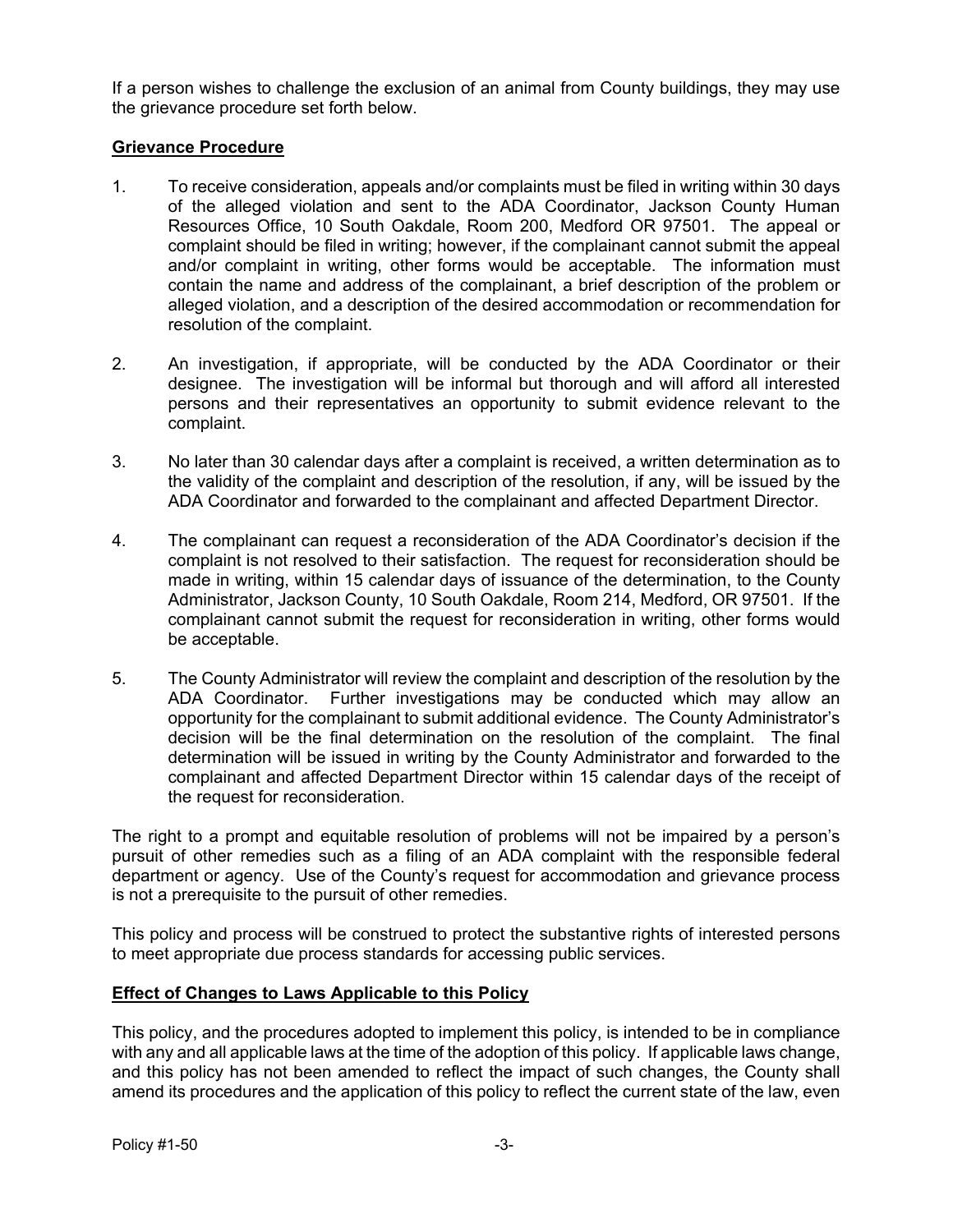If a person wishes to challenge the exclusion of an animal from County buildings, they may use the grievance procedure set forth below.

## Grievance Procedure

1. To receive consideration, appeals and/or complaints must be filed in writing within 30 days of the alleged violation and sent to the ADA Coordinator, Jackson County Human Resources Office, 10 South Oakdale, Room 200, Medford OR 97501. The appeal or complaint should be filed in writing; however, if the complainant cannot submit the appeal and/or complaint in writing, other forms would be acceptable. The information must contain the name and address of the complainant, a brief description of the problem or alleged violation, and a description of the desired accommodation or recommendation for resolution of the complaint.

2. An investigation, if appropriate, will be conducted by the ADA Coordinator or their designee. The investigation will be informal but thorough and will afford all interested persons and their representatives an opportunity to submit evidence relevant to the complaint.

3. No later than 30 calendar days after a complaint is received, a written determination as to the validity of the complaint and description of the resolution, if any, will be issued by the ADA Coordinator and forwarded to the complainant and affected Department Director.

4. The complainant can request a reconsideration of the ADA Coordinator's decision if the complaint is not resolved to their satisfaction. The request for reconsideration should be made in writing, within 15 calendar days of issuance of the determination, to the County Administrator, Jackson County, 10 South Oakdale, Room 214, Medford, OR 97501. If the complainant cannot submit the request for reconsideration in writing, other forms would be acceptable.

5. The County Administrator will review the complaint and description of the resolution by the ADA Coordinator. Further investigations may be conducted which may allow an opportunity for the complainant to submit additional evidence. The County Administrator's decision will be the final determination on the resolution of the complaint. The final determination will be issued in writing by the County Administrator and forwarded to the complainant and affected Department Director within 15 calendar days of the receipt of the request for reconsideration.

The right to a prompt and equitable resolution of problems will not be impaired by a person's pursuit of other remedies such as a filing of an ADA complaint with the responsible federal department or agency. Use of the County's request for accommodation and grievance process is not a prerequisite to the pursuit of other remedies.

This policy and process will be construed to protect the substantive rights of interested persons to meet appropriate due process standards for accessing public services.

## Effect of Changes to Laws Applicable to this Policy

This policy, and the procedures adopted to implement this policy, is intended to be in compliance with any and all applicable laws at the time of the adoption of this policy. If applicable laws change, and this policy has not been amended to reflect the impact of such changes, the County shall amend its procedures and the application of this policy to reflect the current state of the law, even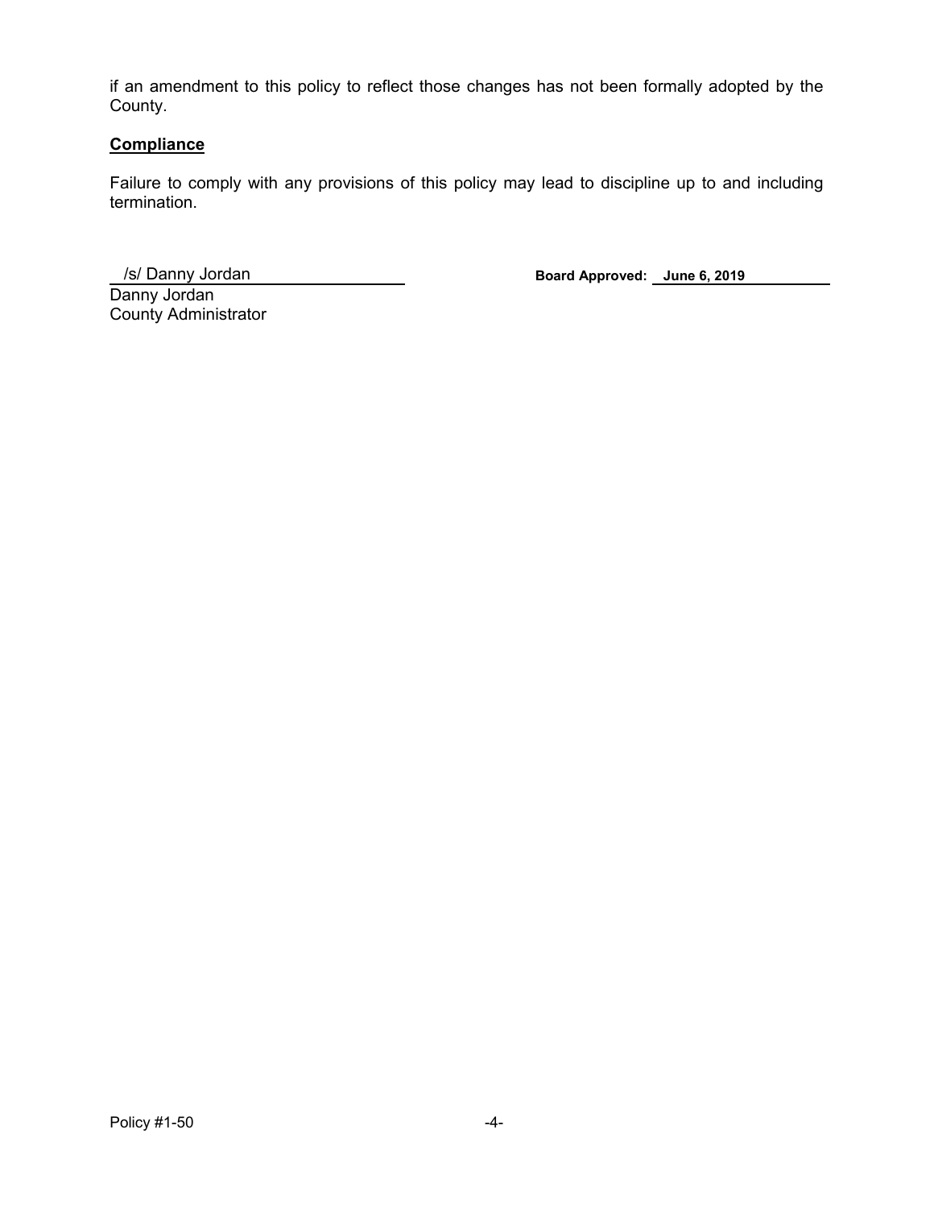if an amendment to this policy to reflect those changes has not been formally adopted by the County.

**Compliance**

Failure to comply with any provisions of this policy may lead to discipline up to and including termination.

/s/ Danny Jordan
Danny Jordan
County Administrator

**Board Approved:** **June 6, 2019**

Policy #1-50